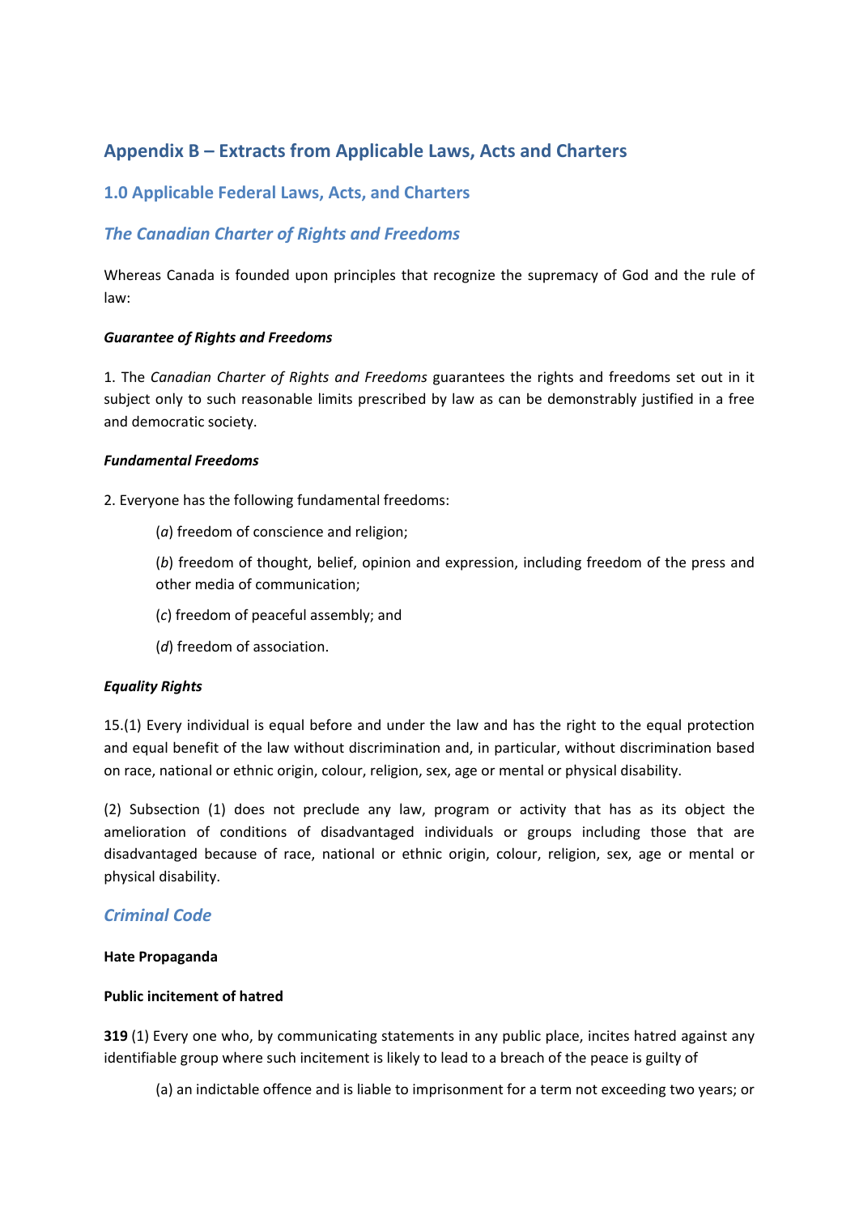# Appendix B – Extracts from Applicable Laws, Acts and Charters

## 1.0 Applicable Federal Laws, Acts, and Charters

### *The Canadian Charter of Rights and Freedoms*

Whereas Canada is founded upon principles that recognize the supremacy of God and the rule of law:

***Guarantee of Rights and Freedoms***

1. The *Canadian Charter of Rights and Freedoms* guarantees the rights and freedoms set out in it subject only to such reasonable limits prescribed by law as can be demonstrably justified in a free and democratic society.

***Fundamental Freedoms***

2. Everyone has the following fundamental freedoms:

(*a*) freedom of conscience and religion;

(*b*) freedom of thought, belief, opinion and expression, including freedom of the press and other media of communication;

(*c*) freedom of peaceful assembly; and

(*d*) freedom of association.

***Equality Rights***

15.(1) Every individual is equal before and under the law and has the right to the equal protection and equal benefit of the law without discrimination and, in particular, without discrimination based on race, national or ethnic origin, colour, religion, sex, age or mental or physical disability.

(2) Subsection (1) does not preclude any law, program or activity that has as its object the amelioration of conditions of disadvantaged individuals or groups including those that are disadvantaged because of race, national or ethnic origin, colour, religion, sex, age or mental or physical disability.

### *Criminal Code*

**Hate Propaganda**

**Public incitement of hatred**

**319** (1) Every one who, by communicating statements in any public place, incites hatred against any identifiable group where such incitement is likely to lead to a breach of the peace is guilty of

(a) an indictable offence and is liable to imprisonment for a term not exceeding two years; or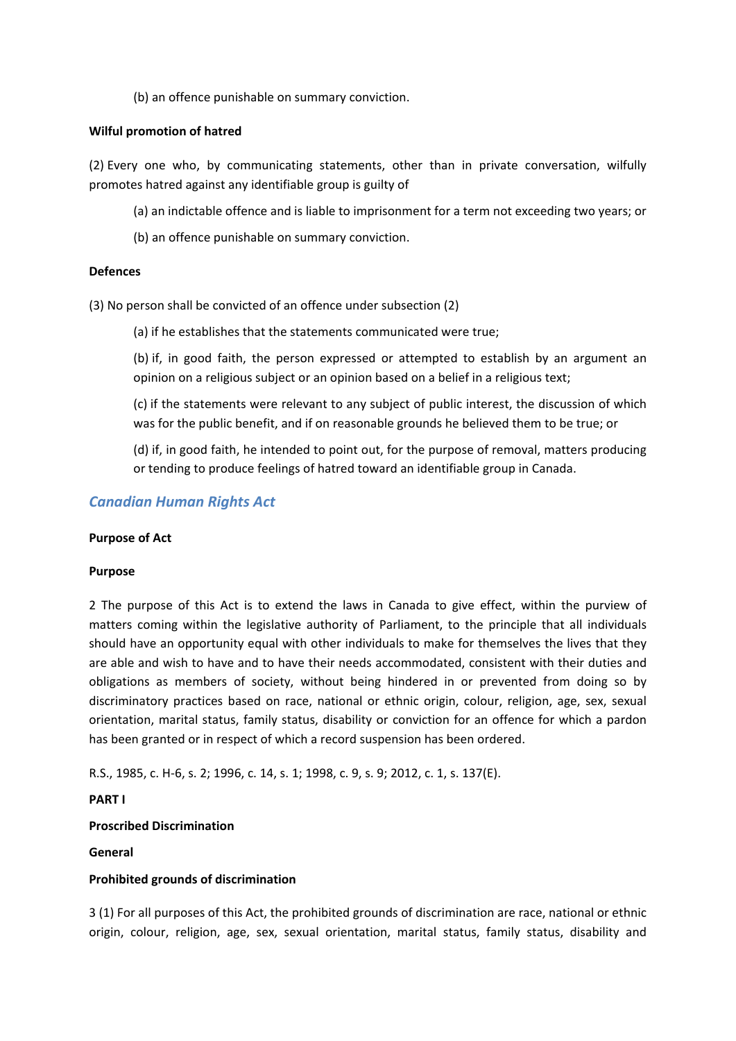(b) an offence punishable on summary conviction.

**Wilful promotion of hatred**

(2) Every one who, by communicating statements, other than in private conversation, wilfully promotes hatred against any identifiable group is guilty of

(a) an indictable offence and is liable to imprisonment for a term not exceeding two years; or

(b) an offence punishable on summary conviction.

**Defences**

(3) No person shall be convicted of an offence under subsection (2)

(a) if he establishes that the statements communicated were true;

(b) if, in good faith, the person expressed or attempted to establish by an argument an opinion on a religious subject or an opinion based on a belief in a religious text;

(c) if the statements were relevant to any subject of public interest, the discussion of which was for the public benefit, and if on reasonable grounds he believed them to be true; or

(d) if, in good faith, he intended to point out, for the purpose of removal, matters producing or tending to produce feelings of hatred toward an identifiable group in Canada.

## *Canadian Human Rights Act*

**Purpose of Act**

**Purpose**

2 The purpose of this Act is to extend the laws in Canada to give effect, within the purview of matters coming within the legislative authority of Parliament, to the principle that all individuals should have an opportunity equal with other individuals to make for themselves the lives that they are able and wish to have and to have their needs accommodated, consistent with their duties and obligations as members of society, without being hindered in or prevented from doing so by discriminatory practices based on race, national or ethnic origin, colour, religion, age, sex, sexual orientation, marital status, family status, disability or conviction for an offence for which a pardon has been granted or in respect of which a record suspension has been ordered.

R.S., 1985, c. H-6, s. 2; 1996, c. 14, s. 1; 1998, c. 9, s. 9; 2012, c. 1, s. 137(E).

**PART I**

**Proscribed Discrimination**

**General**

**Prohibited grounds of discrimination**

3 (1) For all purposes of this Act, the prohibited grounds of discrimination are race, national or ethnic origin, colour, religion, age, sex, sexual orientation, marital status, family status, disability and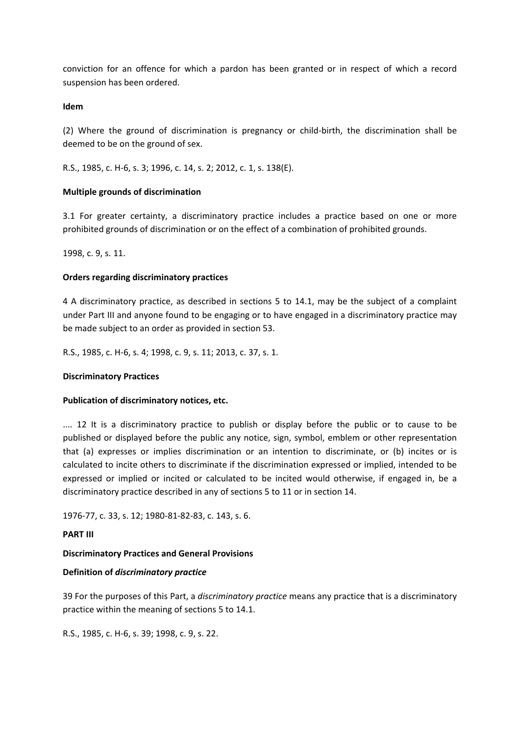conviction for an offence for which a pardon has been granted or in respect of which a record suspension has been ordered.

**Idem**

(2) Where the ground of discrimination is pregnancy or child-birth, the discrimination shall be deemed to be on the ground of sex.

R.S., 1985, c. H-6, s. 3; 1996, c. 14, s. 2; 2012, c. 1, s. 138(E).

**Multiple grounds of discrimination**

3.1 For greater certainty, a discriminatory practice includes a practice based on one or more prohibited grounds of discrimination or on the effect of a combination of prohibited grounds.

1998, c. 9, s. 11.

**Orders regarding discriminatory practices**

4 A discriminatory practice, as described in sections 5 to 14.1, may be the subject of a complaint under Part III and anyone found to be engaging or to have engaged in a discriminatory practice may be made subject to an order as provided in section 53.

R.S., 1985, c. H-6, s. 4; 1998, c. 9, s. 11; 2013, c. 37, s. 1.

**Discriminatory Practices**

**Publication of discriminatory notices, etc.**

.... 12 It is a discriminatory practice to publish or display before the public or to cause to be published or displayed before the public any notice, sign, symbol, emblem or other representation that (a) expresses or implies discrimination or an intention to discriminate, or (b) incites or is calculated to incite others to discriminate if the discrimination expressed or implied, intended to be expressed or implied or incited or calculated to be incited would otherwise, if engaged in, be a discriminatory practice described in any of sections 5 to 11 or in section 14.

1976-77, c. 33, s. 12; 1980-81-82-83, c. 143, s. 6.

**PART III**

**Discriminatory Practices and General Provisions**

**Definition of *discriminatory practice***

39 For the purposes of this Part, a *discriminatory practice* means any practice that is a discriminatory practice within the meaning of sections 5 to 14.1.

R.S., 1985, c. H-6, s. 39; 1998, c. 9, s. 22.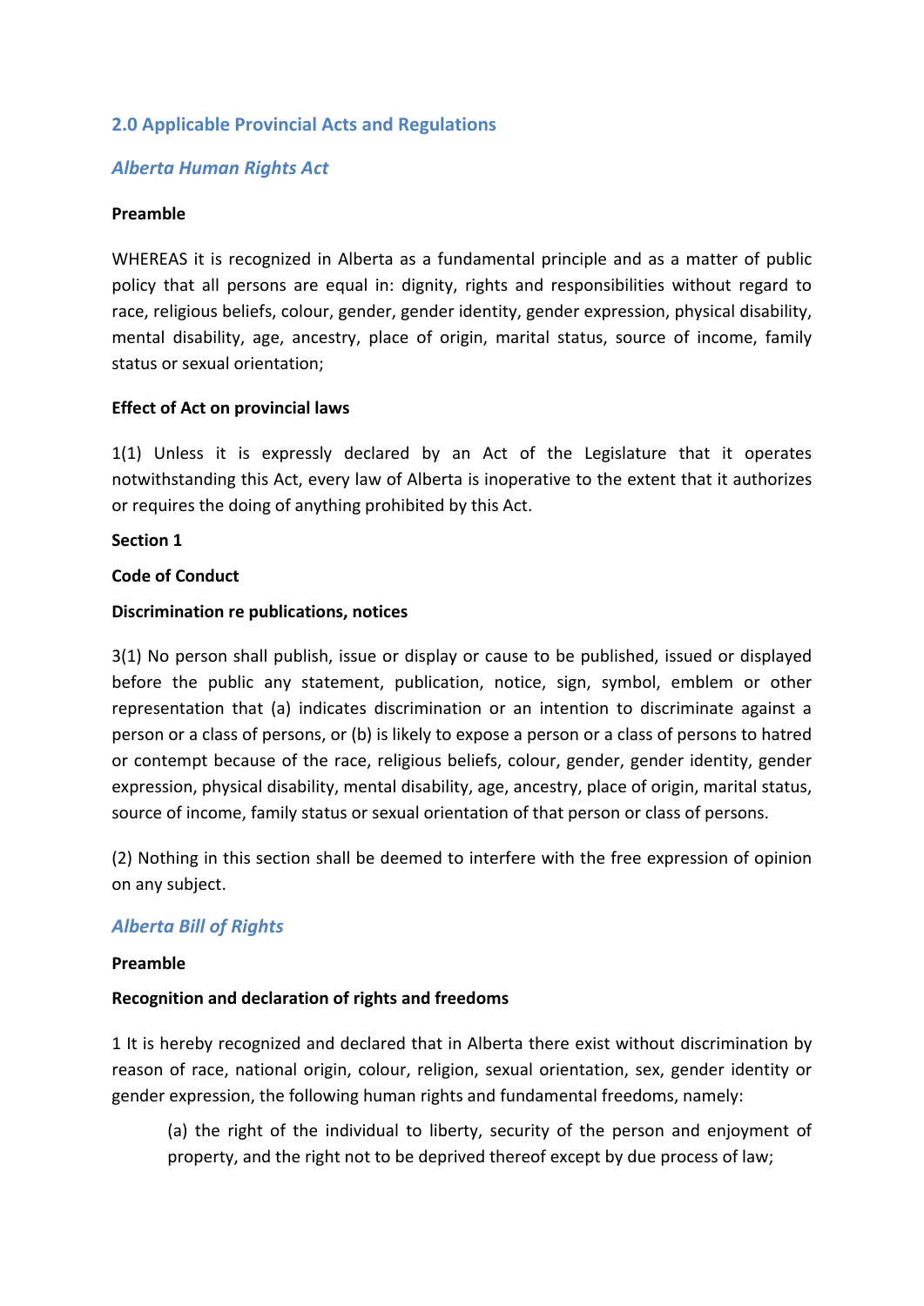## 2.0 Applicable Provincial Acts and Regulations

### *Alberta Human Rights Act*

**Preamble**

WHEREAS it is recognized in Alberta as a fundamental principle and as a matter of public policy that all persons are equal in: dignity, rights and responsibilities without regard to race, religious beliefs, colour, gender, gender identity, gender expression, physical disability, mental disability, age, ancestry, place of origin, marital status, source of income, family status or sexual orientation;

**Effect of Act on provincial laws**

1(1) Unless it is expressly declared by an Act of the Legislature that it operates notwithstanding this Act, every law of Alberta is inoperative to the extent that it authorizes or requires the doing of anything prohibited by this Act.

**Section 1**

**Code of Conduct**

**Discrimination re publications, notices**

3(1) No person shall publish, issue or display or cause to be published, issued or displayed before the public any statement, publication, notice, sign, symbol, emblem or other representation that (a) indicates discrimination or an intention to discriminate against a person or a class of persons, or (b) is likely to expose a person or a class of persons to hatred or contempt because of the race, religious beliefs, colour, gender, gender identity, gender expression, physical disability, mental disability, age, ancestry, place of origin, marital status, source of income, family status or sexual orientation of that person or class of persons.

(2) Nothing in this section shall be deemed to interfere with the free expression of opinion on any subject.

### *Alberta Bill of Rights*

**Preamble**

**Recognition and declaration of rights and freedoms**

1 It is hereby recognized and declared that in Alberta there exist without discrimination by reason of race, national origin, colour, religion, sexual orientation, sex, gender identity or gender expression, the following human rights and fundamental freedoms, namely:

> (a) the right of the individual to liberty, security of the person and enjoyment of property, and the right not to be deprived thereof except by due process of law;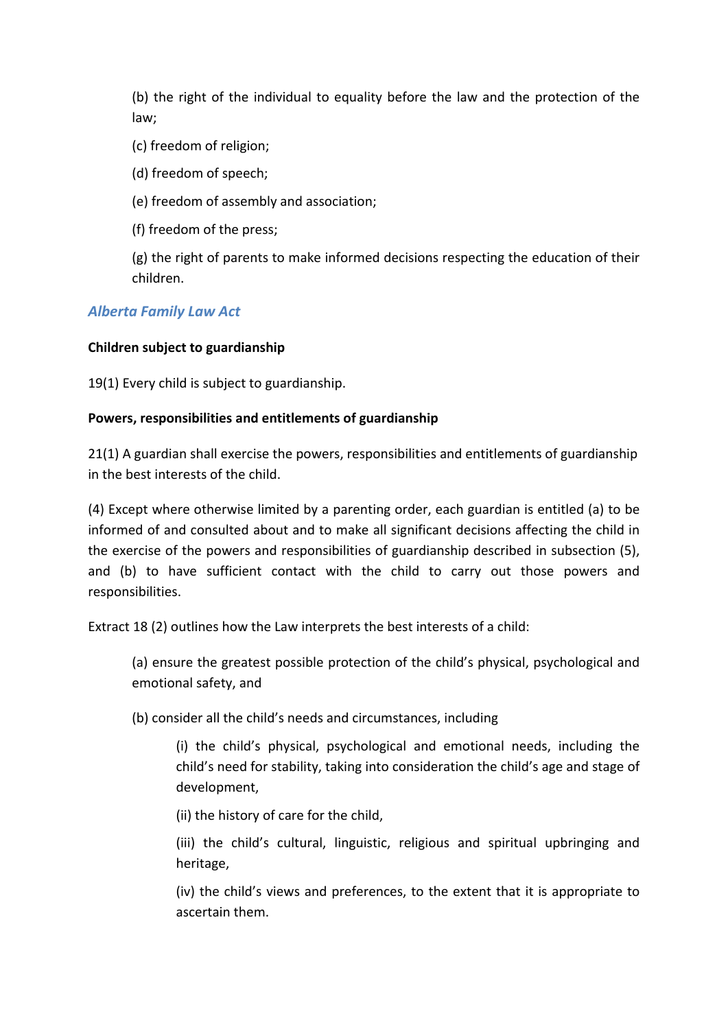(b) the right of the individual to equality before the law and the protection of the law;

(c) freedom of religion;

(d) freedom of speech;

(e) freedom of assembly and association;

(f) freedom of the press;

(g) the right of parents to make informed decisions respecting the education of their children.

### *Alberta Family Law Act*

**Children subject to guardianship**

19(1) Every child is subject to guardianship.

**Powers, responsibilities and entitlements of guardianship**

21(1) A guardian shall exercise the powers, responsibilities and entitlements of guardianship in the best interests of the child.

(4) Except where otherwise limited by a parenting order, each guardian is entitled (a) to be informed of and consulted about and to make all significant decisions affecting the child in the exercise of the powers and responsibilities of guardianship described in subsection (5), and (b) to have sufficient contact with the child to carry out those powers and responsibilities.

Extract 18 (2) outlines how the Law interprets the best interests of a child:

(a) ensure the greatest possible protection of the child's physical, psychological and emotional safety, and

(b) consider all the child's needs and circumstances, including

(i) the child's physical, psychological and emotional needs, including the child's need for stability, taking into consideration the child's age and stage of development,

(ii) the history of care for the child,

(iii) the child's cultural, linguistic, religious and spiritual upbringing and heritage,

(iv) the child's views and preferences, to the extent that it is appropriate to ascertain them.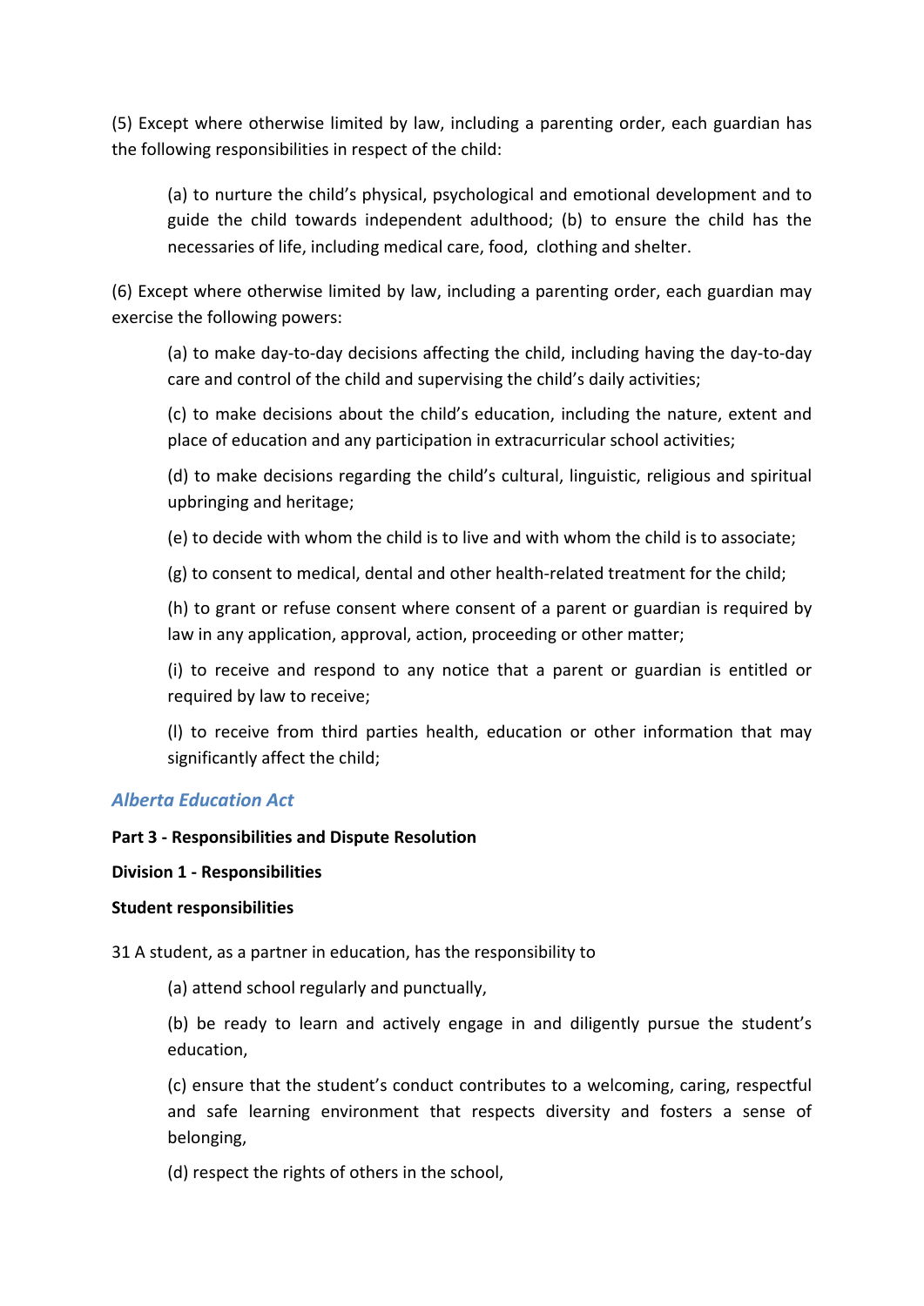(5) Except where otherwise limited by law, including a parenting order, each guardian has the following responsibilities in respect of the child:

> (a) to nurture the child's physical, psychological and emotional development and to guide the child towards independent adulthood; (b) to ensure the child has the necessaries of life, including medical care, food, clothing and shelter.

(6) Except where otherwise limited by law, including a parenting order, each guardian may exercise the following powers:

> (a) to make day-to-day decisions affecting the child, including having the day-to-day care and control of the child and supervising the child's daily activities;
>
> (c) to make decisions about the child's education, including the nature, extent and place of education and any participation in extracurricular school activities;
>
> (d) to make decisions regarding the child's cultural, linguistic, religious and spiritual upbringing and heritage;
>
> (e) to decide with whom the child is to live and with whom the child is to associate;
>
> (g) to consent to medical, dental and other health-related treatment for the child;
>
> (h) to grant or refuse consent where consent of a parent or guardian is required by law in any application, approval, action, proceeding or other matter;
>
> (i) to receive and respond to any notice that a parent or guardian is entitled or required by law to receive;
>
> (l) to receive from third parties health, education or other information that may significantly affect the child;

### *Alberta Education Act*

**Part 3 - Responsibilities and Dispute Resolution**

**Division 1 - Responsibilities**

**Student responsibilities**

31 A student, as a partner in education, has the responsibility to

> (a) attend school regularly and punctually,
>
> (b) be ready to learn and actively engage in and diligently pursue the student's education,
>
> (c) ensure that the student's conduct contributes to a welcoming, caring, respectful and safe learning environment that respects diversity and fosters a sense of belonging,
>
> (d) respect the rights of others in the school,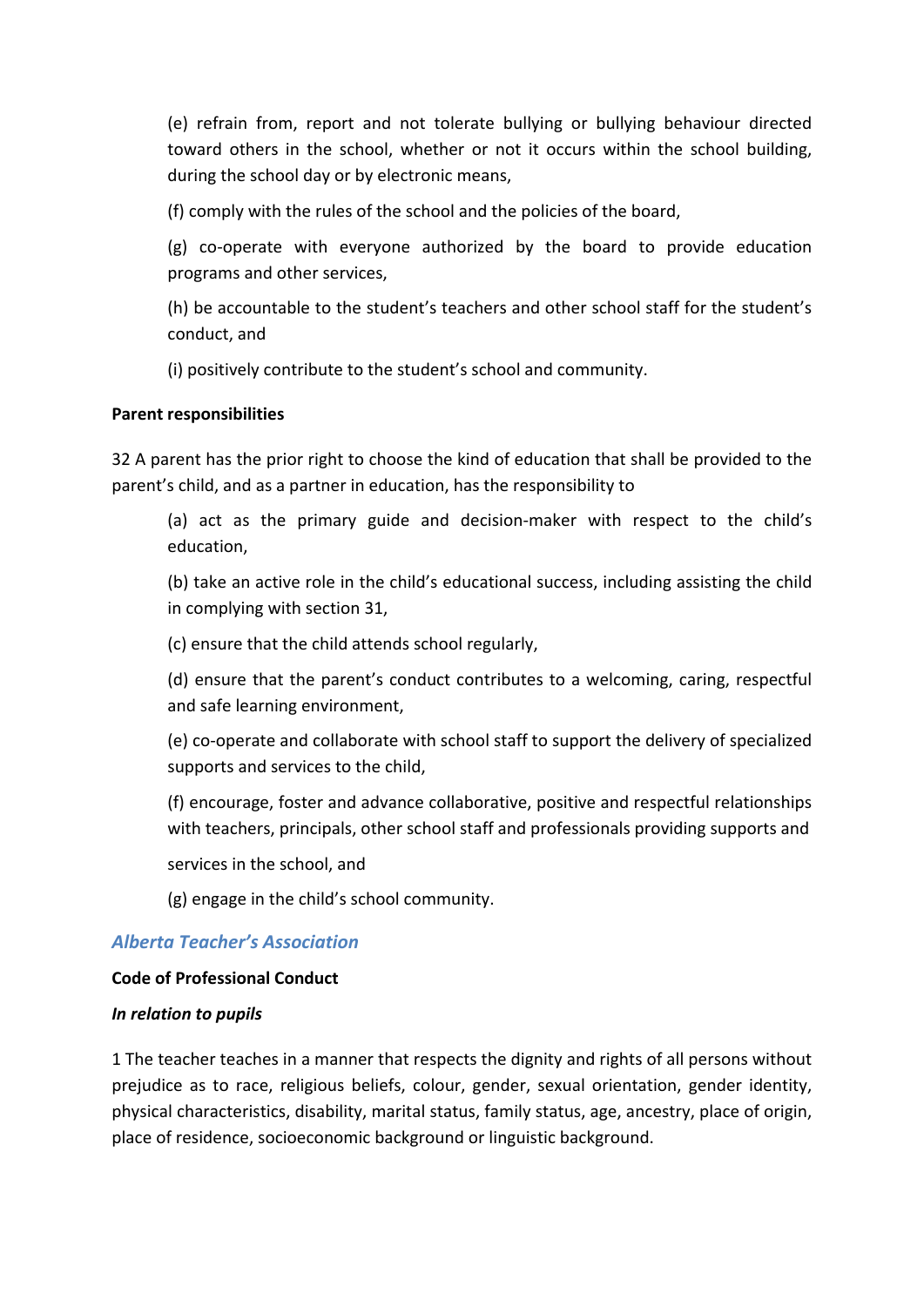(e) refrain from, report and not tolerate bullying or bullying behaviour directed toward others in the school, whether or not it occurs within the school building, during the school day or by electronic means,

(f) comply with the rules of the school and the policies of the board,

(g) co-operate with everyone authorized by the board to provide education programs and other services,

(h) be accountable to the student's teachers and other school staff for the student's conduct, and

(i) positively contribute to the student's school and community.

**Parent responsibilities**

32 A parent has the prior right to choose the kind of education that shall be provided to the parent's child, and as a partner in education, has the responsibility to

(a) act as the primary guide and decision-maker with respect to the child's education,

(b) take an active role in the child's educational success, including assisting the child in complying with section 31,

(c) ensure that the child attends school regularly,

(d) ensure that the parent's conduct contributes to a welcoming, caring, respectful and safe learning environment,

(e) co-operate and collaborate with school staff to support the delivery of specialized supports and services to the child,

(f) encourage, foster and advance collaborative, positive and respectful relationships with teachers, principals, other school staff and professionals providing supports and services in the school, and

(g) engage in the child's school community.

## *Alberta Teacher's Association*

**Code of Professional Conduct**

***In relation to pupils***

1 The teacher teaches in a manner that respects the dignity and rights of all persons without prejudice as to race, religious beliefs, colour, gender, sexual orientation, gender identity, physical characteristics, disability, marital status, family status, age, ancestry, place of origin, place of residence, socioeconomic background or linguistic background.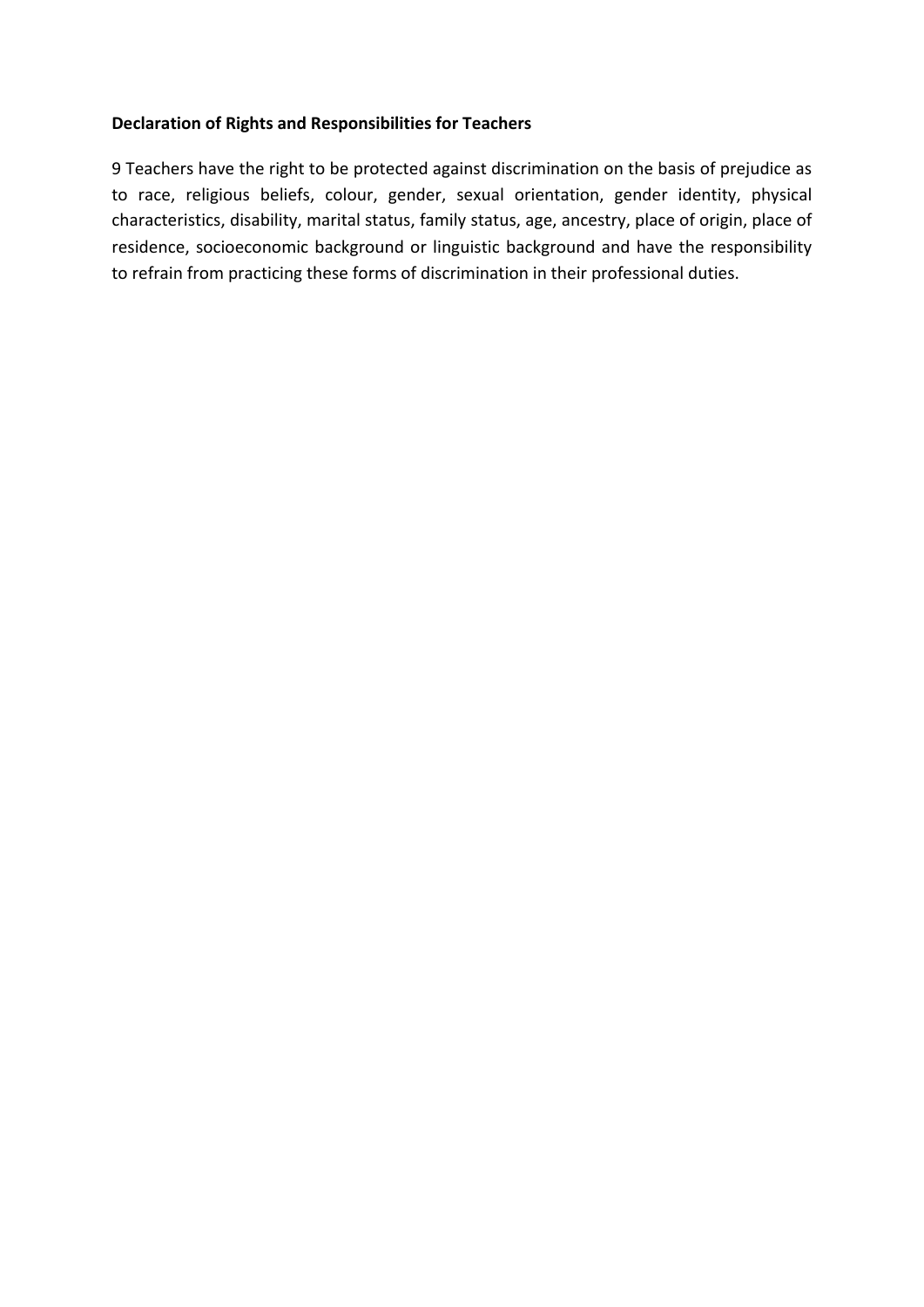**Declaration of Rights and Responsibilities for Teachers**

9 Teachers have the right to be protected against discrimination on the basis of prejudice as to race, religious beliefs, colour, gender, sexual orientation, gender identity, physical characteristics, disability, marital status, family status, age, ancestry, place of origin, place of residence, socioeconomic background or linguistic background and have the responsibility to refrain from practicing these forms of discrimination in their professional duties.